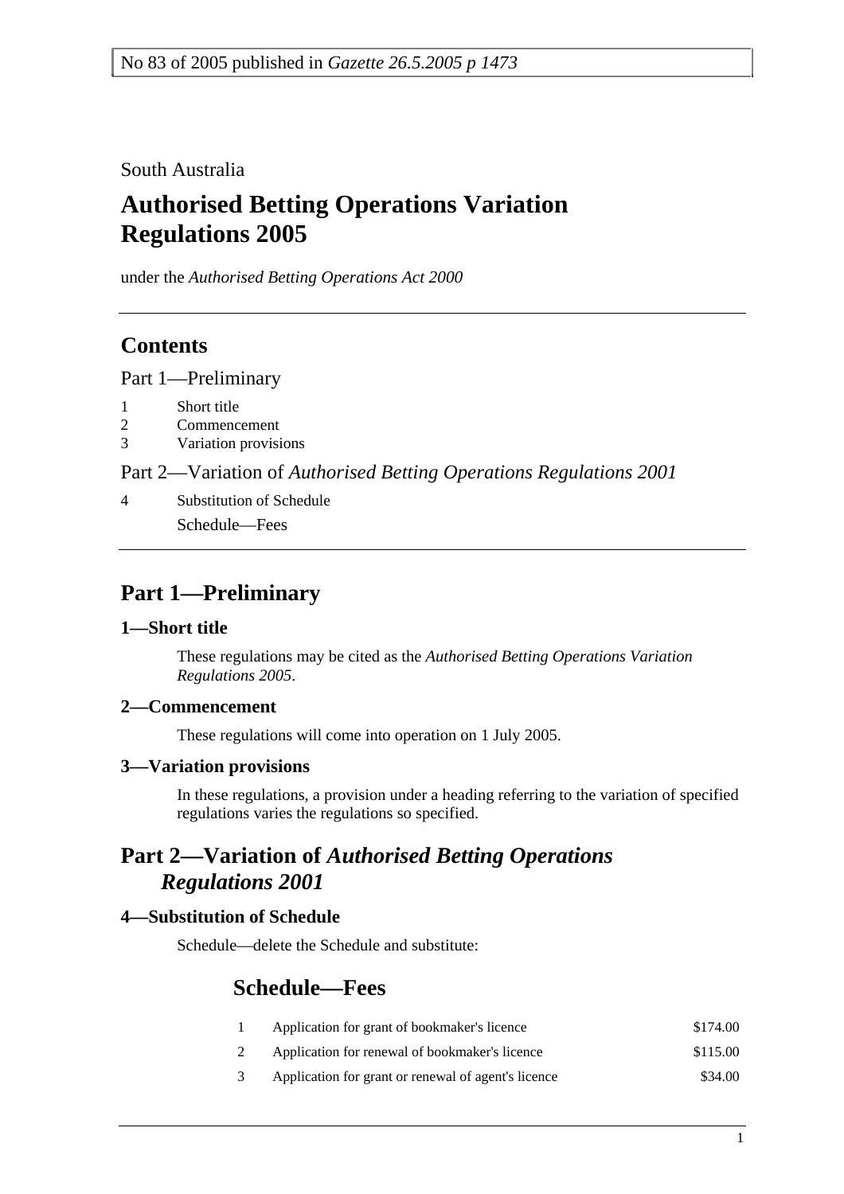No 83 of 2005 published in *Gazette 26.5.2005 p 1473*

South Australia

# Authorised Betting Operations Variation Regulations 2005

under the *Authorised Betting Operations Act 2000*

## Contents

Part 1—Preliminary

1 Short title
2 Commencement
3 Variation provisions

Part 2—Variation of *Authorised Betting Operations Regulations 2001*

4 Substitution of Schedule
Schedule—Fees

## Part 1—Preliminary

### 1—Short title

These regulations may be cited as the *Authorised Betting Operations Variation Regulations 2005*.

### 2—Commencement

These regulations will come into operation on 1 July 2005.

### 3—Variation provisions

In these regulations, a provision under a heading referring to the variation of specified regulations varies the regulations so specified.

## Part 2—Variation of *Authorised Betting Operations Regulations 2001*

### 4—Substitution of Schedule

Schedule—delete the Schedule and substitute:

## Schedule—Fees

| | | |
|---|---|---|
| 1 | Application for grant of bookmaker's licence | $174.00 |
| 2 | Application for renewal of bookmaker's licence | $115.00 |
| 3 | Application for grant or renewal of agent's licence | $34.00 |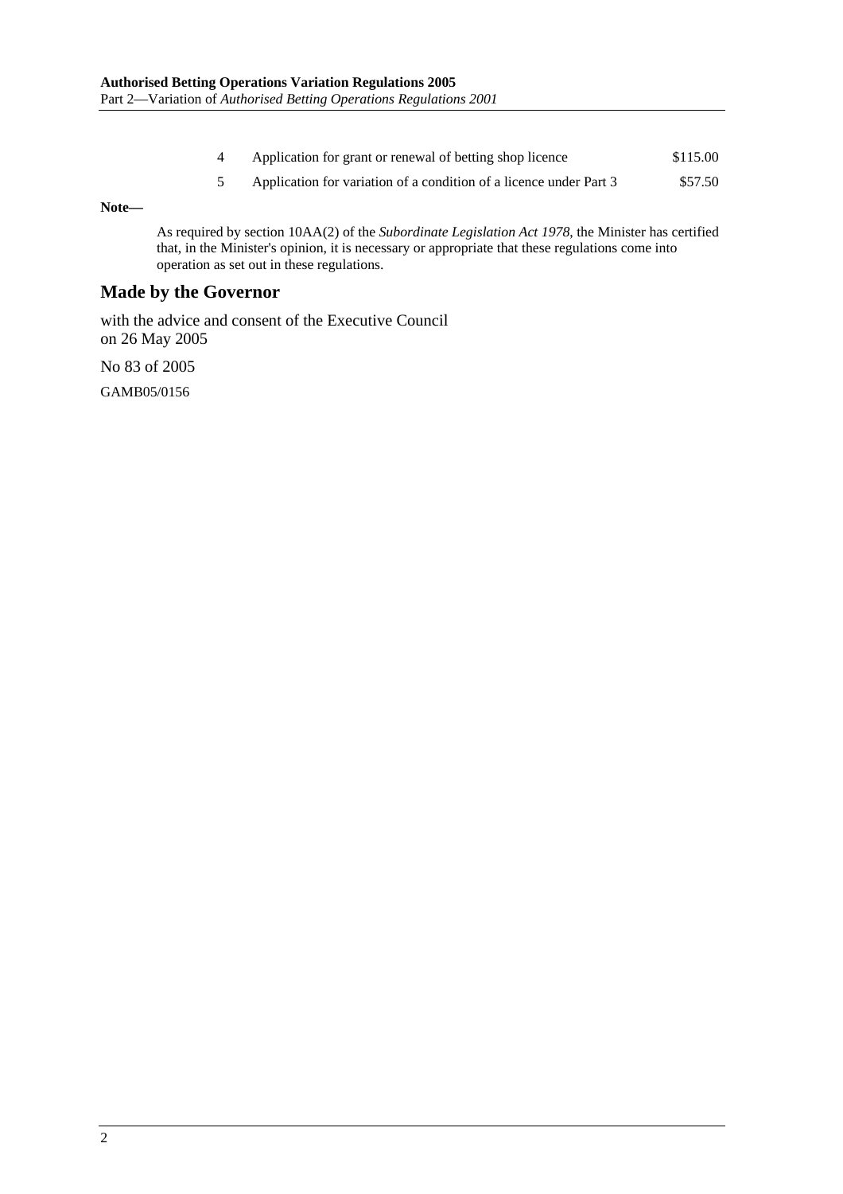| | | |
|---|---|---|
| 4 | Application for grant or renewal of betting shop licence | \$115.00 |
| 5 | Application for variation of a condition of a licence under Part 3 | \$57.50 |

**Note—**

As required by section 10AA(2) of the *Subordinate Legislation Act 1978*, the Minister has certified that, in the Minister's opinion, it is necessary or appropriate that these regulations come into operation as set out in these regulations.

## Made by the Governor

with the advice and consent of the Executive Council on 26 May 2005

No 83 of 2005

GAMB05/0156